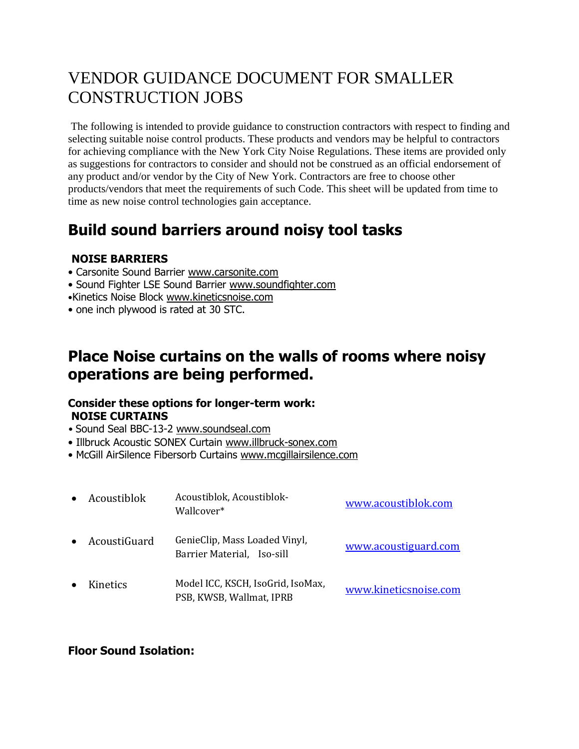# VENDOR GUIDANCE DOCUMENT FOR SMALLER CONSTRUCTION JOBS

The following is intended to provide guidance to construction contractors with respect to finding and selecting suitable noise control products. These products and vendors may be helpful to contractors for achieving compliance with the New York City Noise Regulations. These items are provided only as suggestions for contractors to consider and should not be construed as an official endorsement of any product and/or vendor by the City of New York. Contractors are free to choose other products/vendors that meet the requirements of such Code. This sheet will be updated from time to time as new noise control technologies gain acceptance.

## Build sound barriers around noisy tool tasks

**NOISE BARRIERS**

- Carsonite Sound Barrier www.carsonite.com
- Sound Fighter LSE Sound Barrier www.soundfighter.com
- Kinetics Noise Block www.kineticsnoise.com
- one inch plywood is rated at 30 STC.

## Place Noise curtains on the walls of rooms where noisy operations are being performed.

**Consider these options for longer-term work:**
**NOISE CURTAINS**

- Sound Seal BBC-13-2 www.soundseal.com
- Illbruck Acoustic SONEX Curtain www.illbruck-sonex.com
- McGill AirSilence Fibersorb Curtains www.mcgillairsilence.com

| Vendor | Products | Website |
|---|---|---|
| Acoustiblok | Acoustiblok, Acoustiblok-Wallcover* | www.acoustiblok.com |
| AcoustiGuard | GenieClip, Mass Loaded Vinyl, Barrier Material, Iso-sill | www.acoustiguard.com |
| Kinetics | Model ICC, KSCH, IsoGrid, IsoMax, PSB, KWSB, Wallmat, IPRB | www.kineticsnoise.com |

**Floor Sound Isolation:**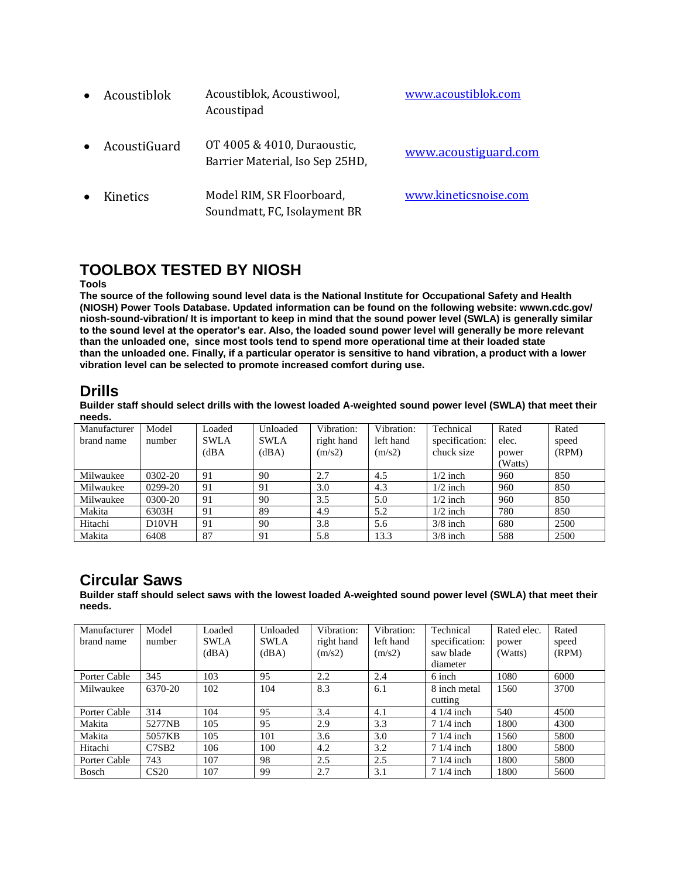- Acoustiblok — Acoustiblok, Acoustiwool, Acoustipad — [www.acoustiblok.com](www.acoustiblok.com)
- AcoustiGuard — OT 4005 & 4010, Duraoustic, Barrier Material, Iso Sep 25HD, — [www.acoustiguard.com](www.acoustiguard.com)
- Kinetics — Model RIM, SR Floorboard, Soundmatt, FC, Isolayment BR — [www.kineticsnoise.com](www.kineticsnoise.com)

# TOOLBOX TESTED BY NIOSH

**Tools**

**The source of the following sound level data is the National Institute for Occupational Safety and Health (NIOSH) Power Tools Database. Updated information can be found on the following website: wwwn.cdc.gov/ niosh-sound-vibration/ It is important to keep in mind that the sound power level (SWLA) is generally similar to the sound level at the operator's ear. Also, the loaded sound power level will generally be more relevant than the unloaded one, since most tools tend to spend more operational time at their loaded state than the unloaded one. Finally, if a particular operator is sensitive to hand vibration, a product with a lower vibration level can be selected to promote increased comfort during use.**

## Drills

**Builder staff should select drills with the lowest loaded A-weighted sound power level (SWLA) that meet their needs.**

| Manufacturer brand name | Model number | Loaded SWLA (dBA | Unloaded SWLA (dBA) | Vibration: right hand (m/s2) | Vibration: left hand (m/s2) | Technical specification: chuck size | Rated elec. power (Watts) | Rated speed (RPM) |
|---|---|---|---|---|---|---|---|---|
| Milwaukee | 0302-20 | 91 | 90 | 2.7 | 4.5 | 1/2 inch | 960 | 850 |
| Milwaukee | 0299-20 | 91 | 91 | 3.0 | 4.3 | 1/2 inch | 960 | 850 |
| Milwaukee | 0300-20 | 91 | 90 | 3.5 | 5.0 | 1/2 inch | 960 | 850 |
| Makita | 6303H | 91 | 89 | 4.9 | 5.2 | 1/2 inch | 780 | 850 |
| Hitachi | D10VH | 91 | 90 | 3.8 | 5.6 | 3/8 inch | 680 | 2500 |
| Makita | 6408 | 87 | 91 | 5.8 | 13.3 | 3/8 inch | 588 | 2500 |

## Circular Saws

**Builder staff should select saws with the lowest loaded A-weighted sound power level (SWLA) that meet their needs.**

| Manufacturer brand name | Model number | Loaded SWLA (dBA) | Unloaded SWLA (dBA) | Vibration: right hand (m/s2) | Vibration: left hand (m/s2) | Technical specification: saw blade diameter | Rated elec. power (Watts) | Rated speed (RPM) |
|---|---|---|---|---|---|---|---|---|
| Porter Cable | 345 | 103 | 95 | 2.2 | 2.4 | 6 inch | 1080 | 6000 |
| Milwaukee | 6370-20 | 102 | 104 | 8.3 | 6.1 | 8 inch metal cutting | 1560 | 3700 |
| Porter Cable | 314 | 104 | 95 | 3.4 | 4.1 | 4 1/4 inch | 540 | 4500 |
| Makita | 5277NB | 105 | 95 | 2.9 | 3.3 | 7 1/4 inch | 1800 | 4300 |
| Makita | 5057KB | 105 | 101 | 3.6 | 3.0 | 7 1/4 inch | 1560 | 5800 |
| Hitachi | C7SB2 | 106 | 100 | 4.2 | 3.2 | 7 1/4 inch | 1800 | 5800 |
| Porter Cable | 743 | 107 | 98 | 2.5 | 2.5 | 7 1/4 inch | 1800 | 5800 |
| Bosch | CS20 | 107 | 99 | 2.7 | 3.1 | 7 1/4 inch | 1800 | 5600 |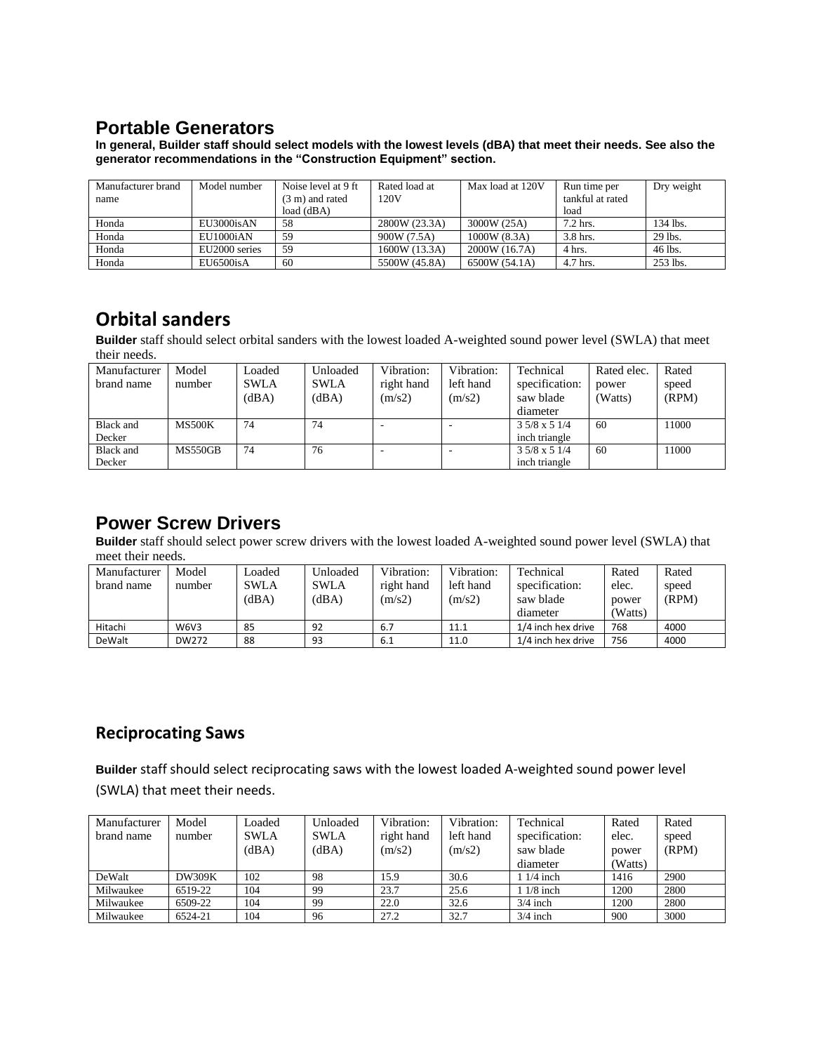## Portable Generators

**In general, Builder staff should select models with the lowest levels (dBA) that meet their needs. See also the generator recommendations in the "Construction Equipment" section.**

| Manufacturer brand name | Model number | Noise level at 9 ft (3 m) and rated load (dBA) | Rated load at 120V | Max load at 120V | Run time per tankful at rated load | Dry weight |
|---|---|---|---|---|---|---|
| Honda | EU3000isAN | 58 | 2800W (23.3A) | 3000W (25A) | 7.2 hrs. | 134 lbs. |
| Honda | EU1000iAN | 59 | 900W (7.5A) | 1000W (8.3A) | 3.8 hrs. | 29 lbs. |
| Honda | EU2000 series | 59 | 1600W (13.3A) | 2000W (16.7A) | 4 hrs. | 46 lbs. |
| Honda | EU6500isA | 60 | 5500W (45.8A) | 6500W (54.1A) | 4.7 hrs. | 253 lbs. |

## Orbital sanders

**Builder** staff should select orbital sanders with the lowest loaded A-weighted sound power level (SWLA) that meet their needs.

| Manufacturer brand name | Model number | Loaded SWLA (dBA) | Unloaded SWLA (dBA) | Vibration: right hand (m/s2) | Vibration: left hand (m/s2) | Technical specification: saw blade diameter | Rated elec. power (Watts) | Rated speed (RPM) |
|---|---|---|---|---|---|---|---|---|
| Black and Decker | MS500K | 74 | 74 | - | - | 3 5/8 x 5 1/4 inch triangle | 60 | 11000 |
| Black and Decker | MS550GB | 74 | 76 | - | - | 3 5/8 x 5 1/4 inch triangle | 60 | 11000 |

## Power Screw Drivers

**Builder** staff should select power screw drivers with the lowest loaded A-weighted sound power level (SWLA) that meet their needs.

| Manufacturer brand name | Model number | Loaded SWLA (dBA) | Unloaded SWLA (dBA) | Vibration: right hand (m/s2) | Vibration: left hand (m/s2) | Technical specification: saw blade diameter | Rated elec. power (Watts) | Rated speed (RPM) |
|---|---|---|---|---|---|---|---|---|
| Hitachi | W6V3 | 85 | 92 | 6.7 | 11.1 | 1/4 inch hex drive | 768 | 4000 |
| DeWalt | DW272 | 88 | 93 | 6.1 | 11.0 | 1/4 inch hex drive | 756 | 4000 |

## Reciprocating Saws

**Builder** staff should select reciprocating saws with the lowest loaded A-weighted sound power level (SWLA) that meet their needs.

| Manufacturer brand name | Model number | Loaded SWLA (dBA) | Unloaded SWLA (dBA) | Vibration: right hand (m/s2) | Vibration: left hand (m/s2) | Technical specification: saw blade diameter | Rated elec. power (Watts) | Rated speed (RPM) |
|---|---|---|---|---|---|---|---|---|
| DeWalt | DW309K | 102 | 98 | 15.9 | 30.6 | 1 1/4 inch | 1416 | 2900 |
| Milwaukee | 6519-22 | 104 | 99 | 23.7 | 25.6 | 1 1/8 inch | 1200 | 2800 |
| Milwaukee | 6509-22 | 104 | 99 | 22.0 | 32.6 | 3/4 inch | 1200 | 2800 |
| Milwaukee | 6524-21 | 104 | 96 | 27.2 | 32.7 | 3/4 inch | 900 | 3000 |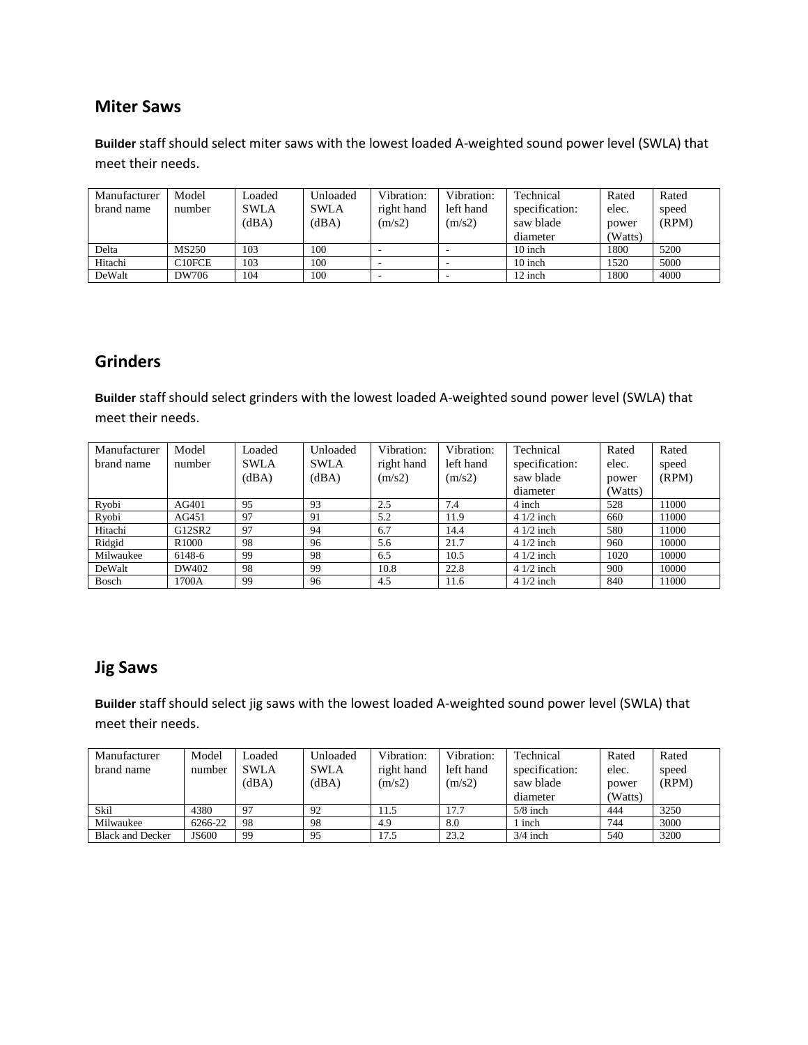## Miter Saws

**Builder** staff should select miter saws with the lowest loaded A-weighted sound power level (SWLA) that meet their needs.

| Manufacturer brand name | Model number | Loaded SWLA (dBA) | Unloaded SWLA (dBA) | Vibration: right hand (m/s2) | Vibration: left hand (m/s2) | Technical specification: saw blade diameter | Rated elec. power (Watts) | Rated speed (RPM) |
|---|---|---|---|---|---|---|---|---|
| Delta | MS250 | 103 | 100 | - | - | 10 inch | 1800 | 5200 |
| Hitachi | C10FCE | 103 | 100 | - | - | 10 inch | 1520 | 5000 |
| DeWalt | DW706 | 104 | 100 | - | - | 12 inch | 1800 | 4000 |

## Grinders

**Builder** staff should select grinders with the lowest loaded A-weighted sound power level (SWLA) that meet their needs.

| Manufacturer brand name | Model number | Loaded SWLA (dBA) | Unloaded SWLA (dBA) | Vibration: right hand (m/s2) | Vibration: left hand (m/s2) | Technical specification: saw blade diameter | Rated elec. power (Watts) | Rated speed (RPM) |
|---|---|---|---|---|---|---|---|---|
| Ryobi | AG401 | 95 | 93 | 2.5 | 7.4 | 4 inch | 528 | 11000 |
| Ryobi | AG451 | 97 | 91 | 5.2 | 11.9 | 4 1/2 inch | 660 | 11000 |
| Hitachi | G12SR2 | 97 | 94 | 6.7 | 14.4 | 4 1/2 inch | 580 | 11000 |
| Ridgid | R1000 | 98 | 96 | 5.6 | 21.7 | 4 1/2 inch | 960 | 10000 |
| Milwaukee | 6148-6 | 99 | 98 | 6.5 | 10.5 | 4 1/2 inch | 1020 | 10000 |
| DeWalt | DW402 | 98 | 99 | 10.8 | 22.8 | 4 1/2 inch | 900 | 10000 |
| Bosch | 1700A | 99 | 96 | 4.5 | 11.6 | 4 1/2 inch | 840 | 11000 |

## Jig Saws

**Builder** staff should select jig saws with the lowest loaded A-weighted sound power level (SWLA) that meet their needs.

| Manufacturer brand name | Model number | Loaded SWLA (dBA) | Unloaded SWLA (dBA) | Vibration: right hand (m/s2) | Vibration: left hand (m/s2) | Technical specification: saw blade diameter | Rated elec. power (Watts) | Rated speed (RPM) |
|---|---|---|---|---|---|---|---|---|
| Skil | 4380 | 97 | 92 | 11.5 | 17.7 | 5/8 inch | 444 | 3250 |
| Milwaukee | 6266-22 | 98 | 98 | 4.9 | 8.0 | 1 inch | 744 | 3000 |
| Black and Decker | JS600 | 99 | 95 | 17.5 | 23.2 | 3/4 inch | 540 | 3200 |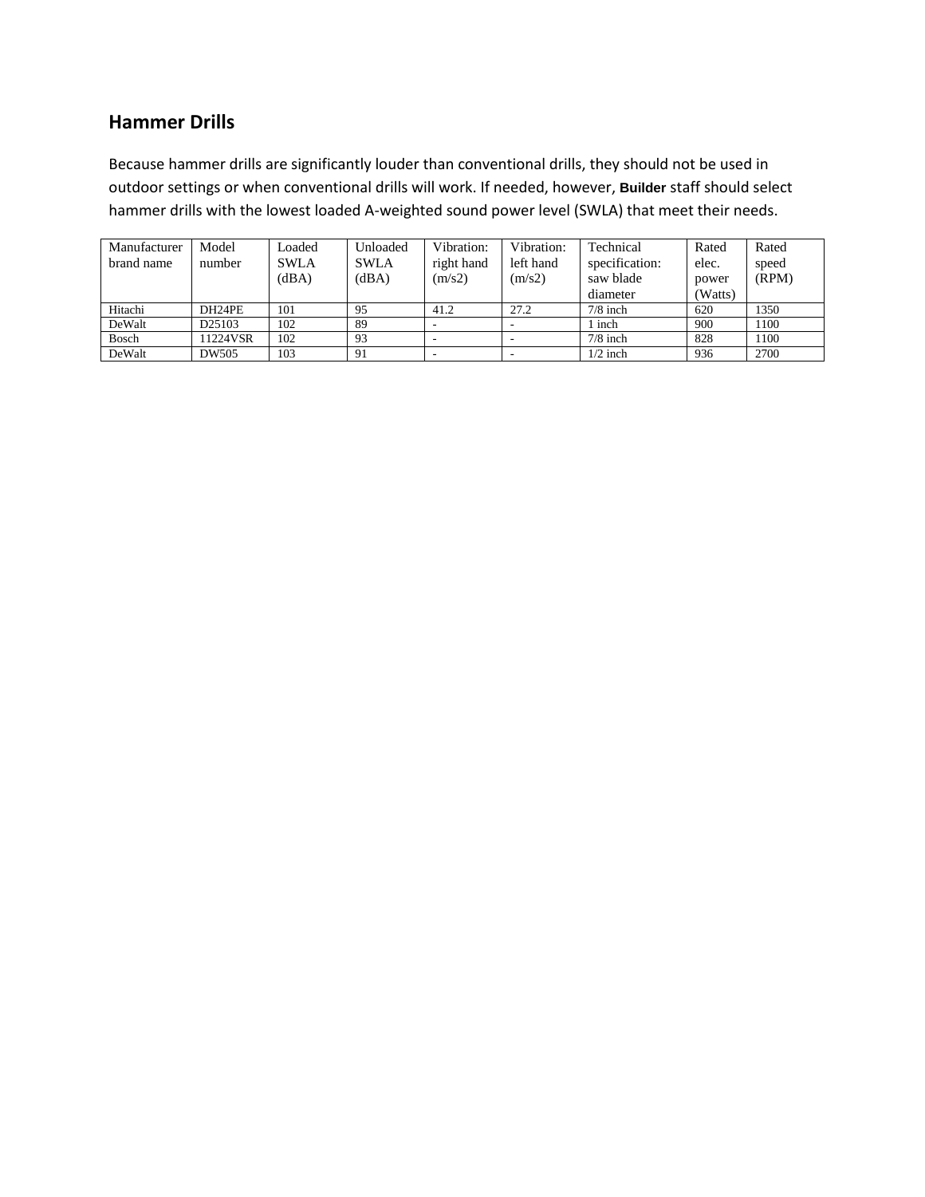## Hammer Drills

Because hammer drills are significantly louder than conventional drills, they should not be used in outdoor settings or when conventional drills will work. If needed, however, **Builder** staff should select hammer drills with the lowest loaded A-weighted sound power level (SWLA) that meet their needs.

| Manufacturer brand name | Model number | Loaded SWLA (dBA) | Unloaded SWLA (dBA) | Vibration: right hand (m/s2) | Vibration: left hand (m/s2) | Technical specification: saw blade diameter | Rated elec. power (Watts) | Rated speed (RPM) |
|---|---|---|---|---|---|---|---|---|
| Hitachi | DH24PE | 101 | 95 | 41.2 | 27.2 | 7/8 inch | 620 | 1350 |
| DeWalt | D25103 | 102 | 89 | - | - | 1 inch | 900 | 1100 |
| Bosch | 11224VSR | 102 | 93 | - | - | 7/8 inch | 828 | 1100 |
| DeWalt | DW505 | 103 | 91 | - | - | 1/2 inch | 936 | 2700 |